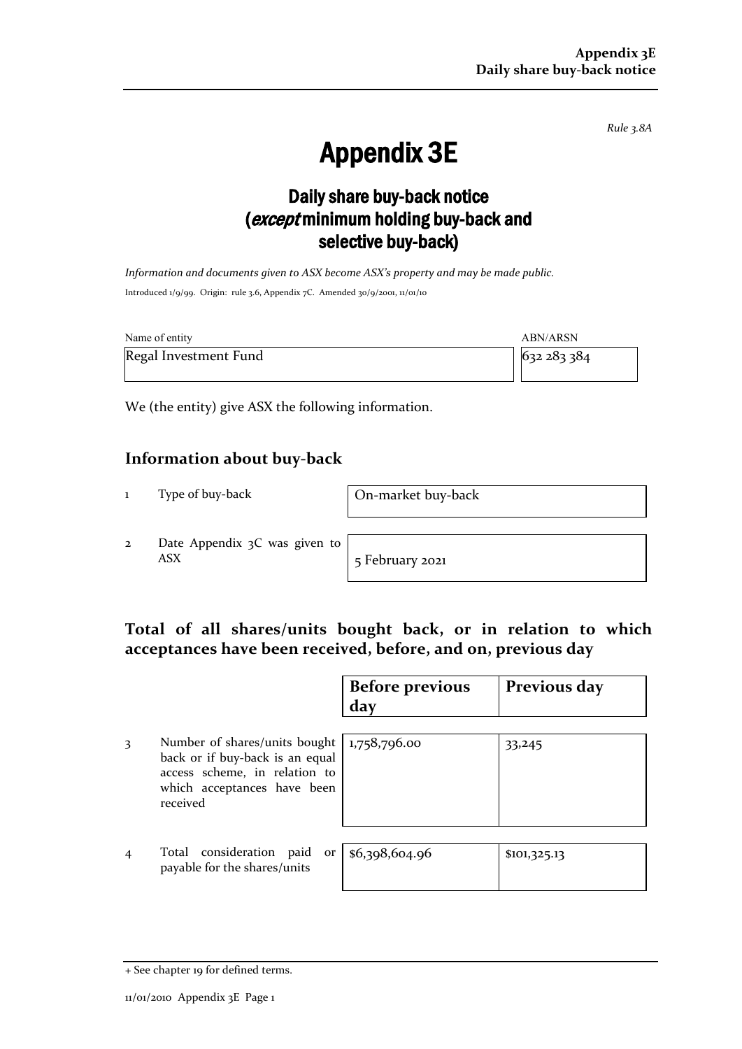*Rule 3.8A*

# Appendix 3E

## Daily share buy-back notice (*except* minimum holding buy-back and selective buy-back)

*Information and documents given to ASX become ASX's property and may be made public.*

Introduced 1/9/99. Origin: rule 3.6, Appendix 7C. Amended 30/9/2001, 11/01/10

| Name of entity | ABN/ARSN |
|---|---|
| Regal Investment Fund | 632 283 384 |

We (the entity) give ASX the following information.

## Information about buy-back

| | | |
|---|---|---|
| 1 | Type of buy-back | On-market buy-back |
| 2 | Date Appendix 3C was given to ASX | 5 February 2021 |

## Total of all shares/units bought back, or in relation to which acceptances have been received, before, and on, previous day

| | | Before previous day | Previous day |
|---|---|---|---|
| 3 | Number of shares/units bought back or if buy-back is an equal access scheme, in relation to which acceptances have been received | 1,758,796.00 | 33,245 |
| 4 | Total consideration paid or payable for the shares/units | $6,398,604.96 | $101,325.13 |

+ See chapter 19 for defined terms.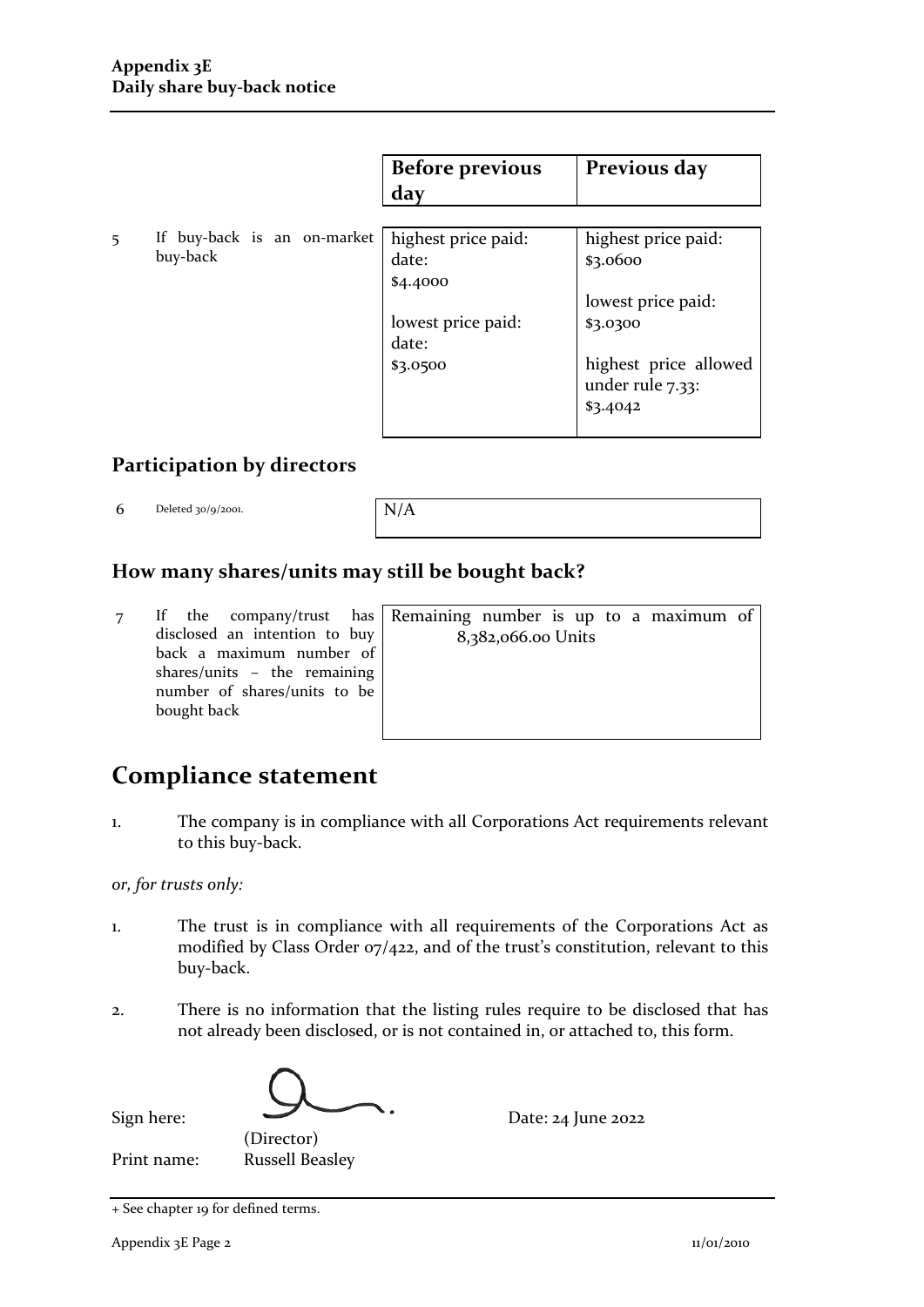**Appendix 3E**
**Daily share buy-back notice**

| | | Before previous day | Previous day |
|---|---|---|---|
| 5 | If buy-back is an on-market buy-back | highest price paid:<br>date:<br>$4.4000<br><br>lowest price paid:<br>date:<br>$3.0500 | highest price paid:<br>$3.0600<br><br>lowest price paid:<br>$3.0300<br><br>highest price allowed under rule 7.33:<br>$3.4042 |

## Participation by directors

| | | |
|---|---|---|
| 6 | Deleted 30/9/2001. | N/A |

## How many shares/units may still be bought back?

| | | |
|---|---|---|
| 7 | If the company/trust has disclosed an intention to buy back a maximum number of shares/units – the remaining number of shares/units to be bought back | Remaining number is up to a maximum of 8,382,066.00 Units |

# Compliance statement

1. The company is in compliance with all Corporations Act requirements relevant to this buy-back.

*or, for trusts only:*

1. The trust is in compliance with all requirements of the Corporations Act as modified by Class Order 07/422, and of the trust's constitution, relevant to this buy-back.

2. There is no information that the listing rules require to be disclosed that has not already been disclosed, or is not contained in, or attached to, this form.

Sign here: (Director) Date: 24 June 2022

Print name: Russell Beasley

+ See chapter 19 for defined terms.